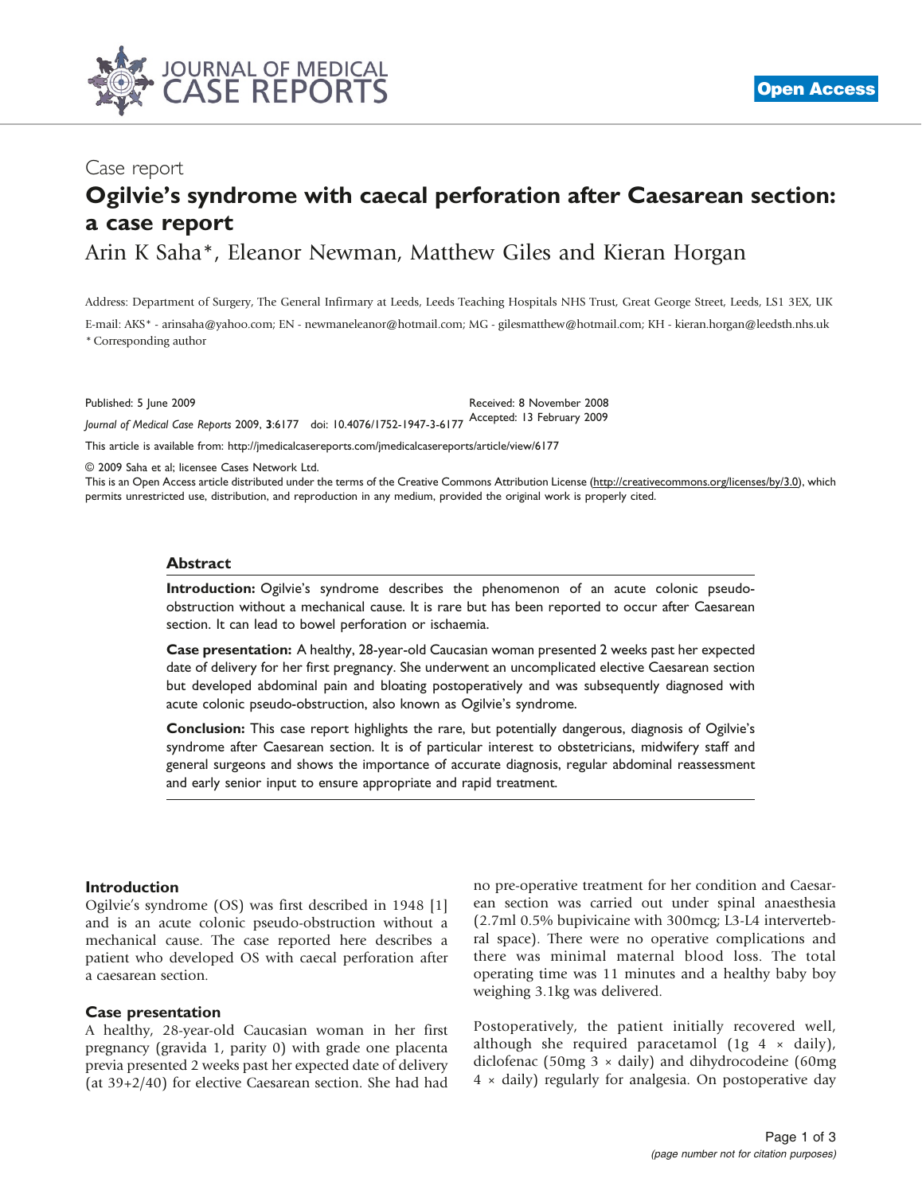Case report

# Ogilvie's syndrome with caecal perforation after Caesarean section: a case report

Arin K Saha*, Eleanor Newman, Matthew Giles and Kieran Horgan

Address: Department of Surgery, The General Infirmary at Leeds, Leeds Teaching Hospitals NHS Trust, Great George Street, Leeds, LS1 3EX, UK

E-mail: AKS* - arinsaha@yahoo.com; EN - newmaneleanor@hotmail.com; MG - gilesmatthew@hotmail.com; KH - kieran.horgan@leedsth.nhs.uk
* Corresponding author

Published: 5 June 2009
*Journal of Medical Case Reports* 2009, **3**:6177 doi: 10.4076/1752-1947-3-6177

Received: 8 November 2008
Accepted: 13 February 2009

This article is available from: http://jmedicalcasereports.com/jmedicalcasereports/article/view/6177

© 2009 Saha et al; licensee Cases Network Ltd.
This is an Open Access article distributed under the terms of the Creative Commons Attribution License (http://creativecommons.org/licenses/by/3.0), which permits unrestricted use, distribution, and reproduction in any medium, provided the original work is properly cited.

## Abstract

**Introduction:** Ogilvie's syndrome describes the phenomenon of an acute colonic pseudo-obstruction without a mechanical cause. It is rare but has been reported to occur after Caesarean section. It can lead to bowel perforation or ischaemia.

**Case presentation:** A healthy, 28-year-old Caucasian woman presented 2 weeks past her expected date of delivery for her first pregnancy. She underwent an uncomplicated elective Caesarean section but developed abdominal pain and bloating postoperatively and was subsequently diagnosed with acute colonic pseudo-obstruction, also known as Ogilvie's syndrome.

**Conclusion:** This case report highlights the rare, but potentially dangerous, diagnosis of Ogilvie's syndrome after Caesarean section. It is of particular interest to obstetricians, midwifery staff and general surgeons and shows the importance of accurate diagnosis, regular abdominal reassessment and early senior input to ensure appropriate and rapid treatment.

## Introduction

Ogilvie's syndrome (OS) was first described in 1948 [1] and is an acute colonic pseudo-obstruction without a mechanical cause. The case reported here describes a patient who developed OS with caecal perforation after a caesarean section.

## Case presentation

A healthy, 28-year-old Caucasian woman in her first pregnancy (gravida 1, parity 0) with grade one placenta previa presented 2 weeks past her expected date of delivery (at 39+2/40) for elective Caesarean section. She had had no pre-operative treatment for her condition and Caesarean section was carried out under spinal anaesthesia (2.7ml 0.5% bupivicaine with 300mcg; L3-L4 intervertebral space). There were no operative complications and there was minimal maternal blood loss. The total operating time was 11 minutes and a healthy baby boy weighing 3.1kg was delivered.

Postoperatively, the patient initially recovered well, although she required paracetamol (1g 4 × daily), diclofenac (50mg 3 × daily) and dihydrocodeine (60mg 4 × daily) regularly for analgesia. On postoperative day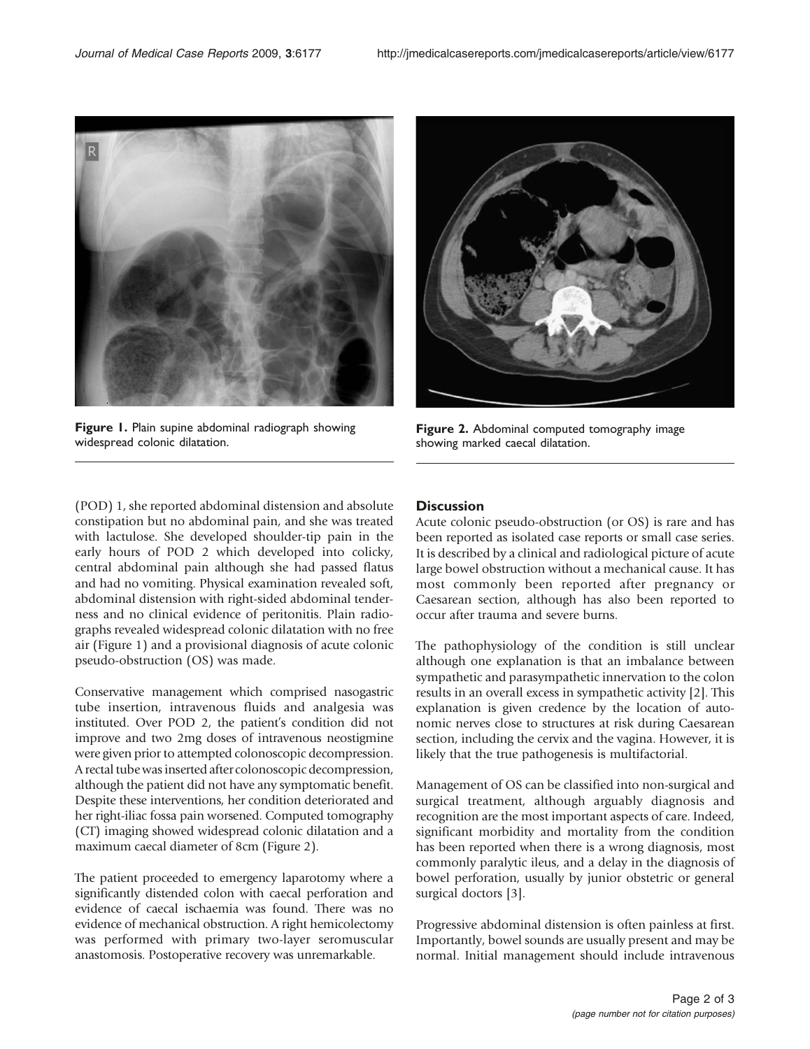Figure 1. Plain supine abdominal radiograph showing widespread colonic dilatation.

Figure 2. Abdominal computed tomography image showing marked caecal dilatation.

(POD) 1, she reported abdominal distension and absolute constipation but no abdominal pain, and she was treated with lactulose. She developed shoulder-tip pain in the early hours of POD 2 which developed into colicky, central abdominal pain although she had passed flatus and had no vomiting. Physical examination revealed soft, abdominal distension with right-sided abdominal tenderness and no clinical evidence of peritonitis. Plain radiographs revealed widespread colonic dilatation with no free air (Figure 1) and a provisional diagnosis of acute colonic pseudo-obstruction (OS) was made.

Conservative management which comprised nasogastric tube insertion, intravenous fluids and analgesia was instituted. Over POD 2, the patient's condition did not improve and two 2mg doses of intravenous neostigmine were given prior to attempted colonoscopic decompression. A rectal tube was inserted after colonoscopic decompression, although the patient did not have any symptomatic benefit. Despite these interventions, her condition deteriorated and her right-iliac fossa pain worsened. Computed tomography (CT) imaging showed widespread colonic dilatation and a maximum caecal diameter of 8cm (Figure 2).

The patient proceeded to emergency laparotomy where a significantly distended colon with caecal perforation and evidence of caecal ischaemia was found. There was no evidence of mechanical obstruction. A right hemicolectomy was performed with primary two-layer seromuscular anastomosis. Postoperative recovery was unremarkable.

## Discussion

Acute colonic pseudo-obstruction (or OS) is rare and has been reported as isolated case reports or small case series. It is described by a clinical and radiological picture of acute large bowel obstruction without a mechanical cause. It has most commonly been reported after pregnancy or Caesarean section, although has also been reported to occur after trauma and severe burns.

The pathophysiology of the condition is still unclear although one explanation is that an imbalance between sympathetic and parasympathetic innervation to the colon results in an overall excess in sympathetic activity [2]. This explanation is given credence by the location of autonomic nerves close to structures at risk during Caesarean section, including the cervix and the vagina. However, it is likely that the true pathogenesis is multifactorial.

Management of OS can be classified into non-surgical and surgical treatment, although arguably diagnosis and recognition are the most important aspects of care. Indeed, significant morbidity and mortality from the condition has been reported when there is a wrong diagnosis, most commonly paralytic ileus, and a delay in the diagnosis of bowel perforation, usually by junior obstetric or general surgical doctors [3].

Progressive abdominal distension is often painless at first. Importantly, bowel sounds are usually present and may be normal. Initial management should include intravenous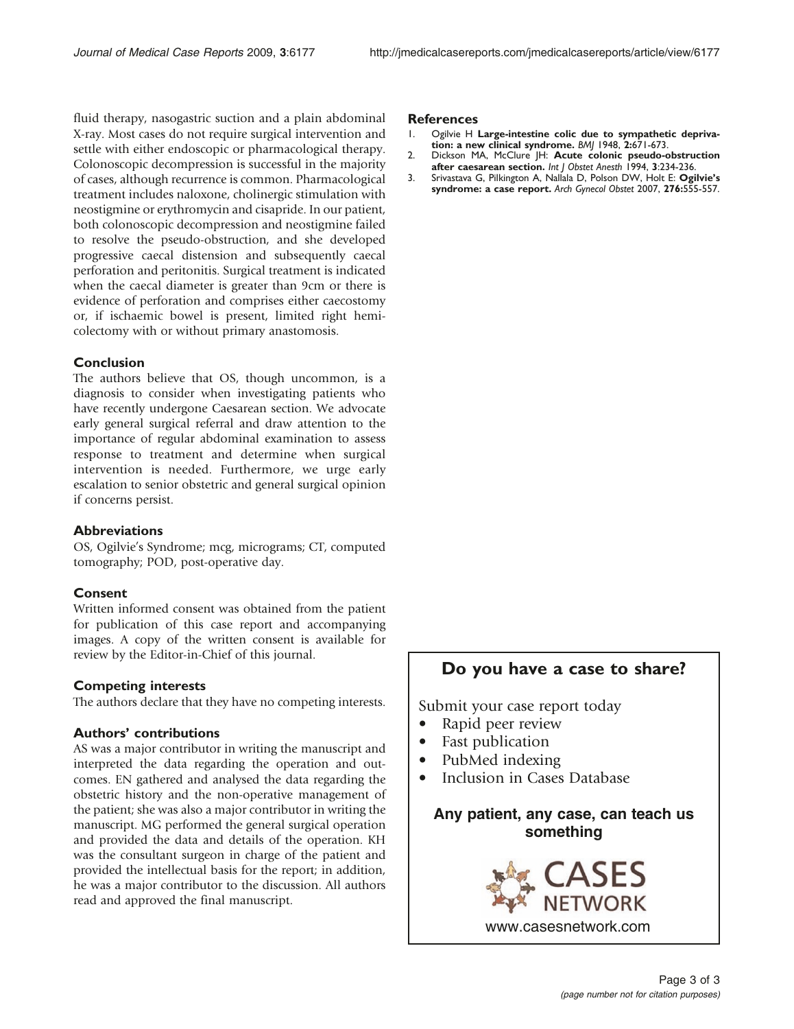fluid therapy, nasogastric suction and a plain abdominal X-ray. Most cases do not require surgical intervention and settle with either endoscopic or pharmacological therapy. Colonoscopic decompression is successful in the majority of cases, although recurrence is common. Pharmacological treatment includes naloxone, cholinergic stimulation with neostigmine or erythromycin and cisapride. In our patient, both colonoscopic decompression and neostigmine failed to resolve the pseudo-obstruction, and she developed progressive caecal distension and subsequently caecal perforation and peritonitis. Surgical treatment is indicated when the caecal diameter is greater than 9cm or there is evidence of perforation and comprises either caecostomy or, if ischaemic bowel is present, limited right hemicolectomy with or without primary anastomosis.

## Conclusion

The authors believe that OS, though uncommon, is a diagnosis to consider when investigating patients who have recently undergone Caesarean section. We advocate early general surgical referral and draw attention to the importance of regular abdominal examination to assess response to treatment and determine when surgical intervention is needed. Furthermore, we urge early escalation to senior obstetric and general surgical opinion if concerns persist.

## Abbreviations

OS, Ogilvie's Syndrome; mcg, micrograms; CT, computed tomography; POD, post-operative day.

## Consent

Written informed consent was obtained from the patient for publication of this case report and accompanying images. A copy of the written consent is available for review by the Editor-in-Chief of this journal.

## Competing interests

The authors declare that they have no competing interests.

## Authors' contributions

AS was a major contributor in writing the manuscript and interpreted the data regarding the operation and outcomes. EN gathered and analysed the data regarding the obstetric history and the non-operative management of the patient; she was also a major contributor in writing the manuscript. MG performed the general surgical operation and provided the data and details of the operation. KH was the consultant surgeon in charge of the patient and provided the intellectual basis for the report; in addition, he was a major contributor to the discussion. All authors read and approved the final manuscript.

## References

1. Ogilvie H **Large-intestine colic due to sympathetic deprivation: a new clinical syndrome.** *BMJ* 1948, **2:**671-673.
2. Dickson MA, McClure JH: **Acute colonic pseudo-obstruction after caesarean section.** *Int J Obstet Anesth* 1994, **3**:234-236.
3. Srivastava G, Pilkington A, Nallala D, Polson DW, Holt E: **Ogilvie's syndrome: a case report.** *Arch Gynecol Obstet* 2007, **276:**555-557.

**Do you have a case to share?**

Submit your case report today

- Rapid peer review
- Fast publication
- PubMed indexing
- Inclusion in Cases Database

**Any patient, any case, can teach us something**

CASES NETWORK

www.casesnetwork.com